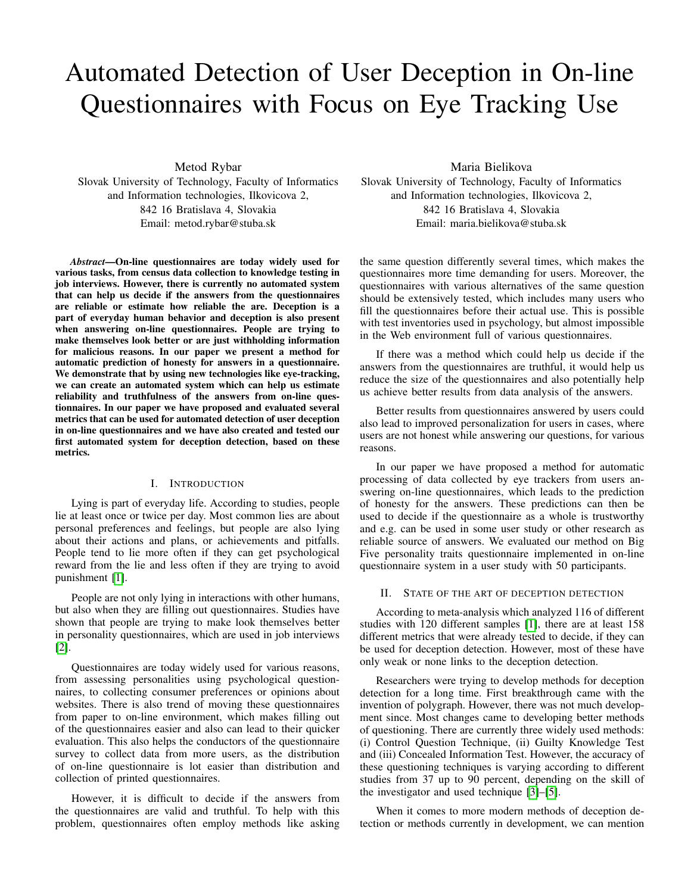# Automated Detection of User Deception in On-line Questionnaires with Focus on Eye Tracking Use

Metod Rybar
Slovak University of Technology, Faculty of Informatics and Information technologies, Ilkovicova 2, 842 16 Bratislava 4, Slovakia
Email: metod.rybar@stuba.sk

Maria Bielikova
Slovak University of Technology, Faculty of Informatics and Information technologies, Ilkovicova 2, 842 16 Bratislava 4, Slovakia
Email: maria.bielikova@stuba.sk

***Abstract*—On-line questionnaires are today widely used for various tasks, from census data collection to knowledge testing in job interviews. However, there is currently no automated system that can help us decide if the answers from the questionnaires are reliable or estimate how reliable the are. Deception is a part of everyday human behavior and deception is also present when answering on-line questionnaires. People are trying to make themselves look better or are just withholding information for malicious reasons. In our paper we present a method for automatic prediction of honesty for answers in a questionnaire. We demonstrate that by using new technologies like eye-tracking, we can create an automated system which can help us estimate reliability and truthfulness of the answers from on-line questionnaires. In our paper we have proposed and evaluated several metrics that can be used for automated detection of user deception in on-line questionnaires and we have also created and tested our first automated system for deception detection, based on these metrics.**

## I. Introduction

Lying is part of everyday life. According to studies, people lie at least once or twice per day. Most common lies are about personal preferences and feelings, but people are also lying about their actions and plans, or achievements and pitfalls. People tend to lie more often if they can get psychological reward from the lie and less often if they are trying to avoid punishment [1].

People are not only lying in interactions with other humans, but also when they are filling out questionnaires. Studies have shown that people are trying to make look themselves better in personality questionnaires, which are used in job interviews [2].

Questionnaires are today widely used for various reasons, from assessing personalities using psychological questionnaires, to collecting consumer preferences or opinions about websites. There is also trend of moving these questionnaires from paper to on-line environment, which makes filling out of the questionnaires easier and also can lead to their quicker evaluation. This also helps the conductors of the questionnaire survey to collect data from more users, as the distribution of on-line questionnaire is lot easier than distribution and collection of printed questionnaires.

However, it is difficult to decide if the answers from the questionnaires are valid and truthful. To help with this problem, questionnaires often employ methods like asking the same question differently several times, which makes the questionnaires more time demanding for users. Moreover, the questionnaires with various alternatives of the same question should be extensively tested, which includes many users who fill the questionnaires before their actual use. This is possible with test inventories used in psychology, but almost impossible in the Web environment full of various questionnaires.

If there was a method which could help us decide if the answers from the questionnaires are truthful, it would help us reduce the size of the questionnaires and also potentially help us achieve better results from data analysis of the answers.

Better results from questionnaires answered by users could also lead to improved personalization for users in cases, where users are not honest while answering our questions, for various reasons.

In our paper we have proposed a method for automatic processing of data collected by eye trackers from users answering on-line questionnaires, which leads to the prediction of honesty for the answers. These predictions can then be used to decide if the questionnaire as a whole is trustworthy and e.g. can be used in some user study or other research as reliable source of answers. We evaluated our method on Big Five personality traits questionnaire implemented in on-line questionnaire system in a user study with 50 participants.

## II. State of the art of deception detection

According to meta-analysis which analyzed 116 of different studies with 120 different samples [1], there are at least 158 different metrics that were already tested to decide, if they can be used for deception detection. However, most of these have only weak or none links to the deception detection.

Researchers were trying to develop methods for deception detection for a long time. First breakthrough came with the invention of polygraph. However, there was not much development since. Most changes came to developing better methods of questioning. There are currently three widely used methods: (i) Control Question Technique, (ii) Guilty Knowledge Test and (iii) Concealed Information Test. However, the accuracy of these questioning techniques is varying according to different studies from 37 up to 90 percent, depending on the skill of the investigator and used technique [3]–[5].

When it comes to more modern methods of deception detection or methods currently in development, we can mention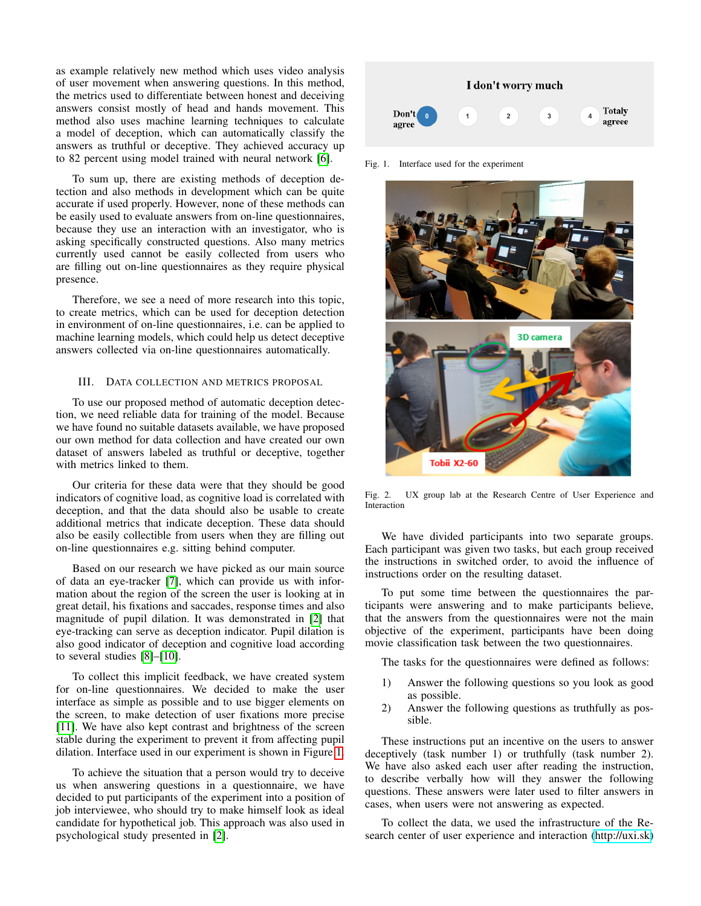as example relatively new method which uses video analysis of user movement when answering questions. In this method, the metrics used to differentiate between honest and deceiving answers consist mostly of head and hands movement. This method also uses machine learning techniques to calculate a model of deception, which can automatically classify the answers as truthful or deceptive. They achieved accuracy up to 82 percent using model trained with neural network [6].

To sum up, there are existing methods of deception detection and also methods in development which can be quite accurate if used properly. However, none of these methods can be easily used to evaluate answers from on-line questionnaires, because they use an interaction with an investigator, who is asking specifically constructed questions. Also many metrics currently used cannot be easily collected from users who are filling out on-line questionnaires as they require physical presence.

Therefore, we see a need of more research into this topic, to create metrics, which can be used for deception detection in environment of on-line questionnaires, i.e. can be applied to machine learning models, which could help us detect deceptive answers collected via on-line questionnaires automatically.

## III. Data Collection and Metrics Proposal

To use our proposed method of automatic deception detection, we need reliable data for training of the model. Because we have found no suitable datasets available, we have proposed our own method for data collection and have created our own dataset of answers labeled as truthful or deceptive, together with metrics linked to them.

Our criteria for these data were that they should be good indicators of cognitive load, as cognitive load is correlated with deception, and that the data should also be usable to create additional metrics that indicate deception. These data should also be easily collectible from users when they are filling out on-line questionnaires e.g. sitting behind computer.

Based on our research we have picked as our main source of data an eye-tracker [7], which can provide us with information about the region of the screen the user is looking at in great detail, his fixations and saccades, response times and also magnitude of pupil dilation. It was demonstrated in [2] that eye-tracking can serve as deception indicator. Pupil dilation is also good indicator of deception and cognitive load according to several studies [8]–[10].

To collect this implicit feedback, we have created system for on-line questionnaires. We decided to make the user interface as simple as possible and to use bigger elements on the screen, to make detection of user fixations more precise [11]. We have also kept contrast and brightness of the screen stable during the experiment to prevent it from affecting pupil dilation. Interface used in our experiment is shown in Figure 1.

To achieve the situation that a person would try to deceive us when answering questions in a questionnaire, we have decided to put participants of the experiment into a position of job interviewee, who should try to make himself look as ideal candidate for hypothetical job. This approach was also used in psychological study presented in [2].

Fig. 1. Interface used for the experiment

Fig. 2. UX group lab at the Research Centre of User Experience and Interaction

We have divided participants into two separate groups. Each participant was given two tasks, but each group received the instructions in switched order, to avoid the influence of instructions order on the resulting dataset.

To put some time between the questionnaires the participants were answering and to make participants believe, that the answers from the questionnaires were not the main objective of the experiment, participants have been doing movie classification task between the two questionnaires.

The tasks for the questionnaires were defined as follows:

1) Answer the following questions so you look as good as possible.
2) Answer the following questions as truthfully as possible.

These instructions put an incentive on the users to answer deceptively (task number 1) or truthfully (task number 2). We have also asked each user after reading the instruction, to describe verbally how will they answer the following questions. These answers were later used to filter answers in cases, when users were not answering as expected.

To collect the data, we used the infrastructure of the Research center of user experience and interaction (http://uxi.sk)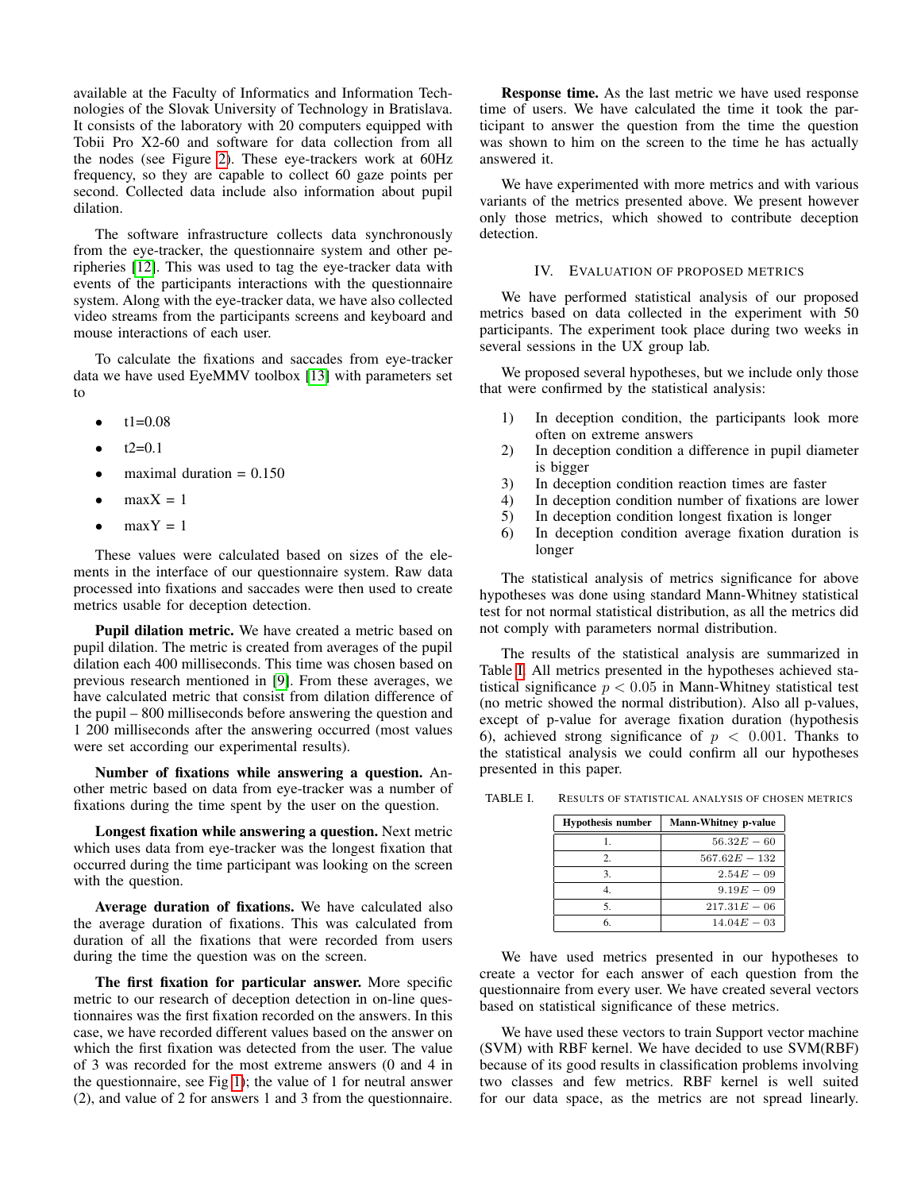available at the Faculty of Informatics and Information Technologies of the Slovak University of Technology in Bratislava. It consists of the laboratory with 20 computers equipped with Tobii Pro X2-60 and software for data collection from all the nodes (see Figure 2). These eye-trackers work at 60Hz frequency, so they are capable to collect 60 gaze points per second. Collected data include also information about pupil dilation.

The software infrastructure collects data synchronously from the eye-tracker, the questionnaire system and other peripheries [12]. This was used to tag the eye-tracker data with events of the participants interactions with the questionnaire system. Along with the eye-tracker data, we have also collected video streams from the participants screens and keyboard and mouse interactions of each user.

To calculate the fixations and saccades from eye-tracker data we have used EyeMMV toolbox [13] with parameters set to

- t1=0.08
- t2=0.1
- maximal duration = 0.150
- maxX = 1
- maxY = 1

These values were calculated based on sizes of the elements in the interface of our questionnaire system. Raw data processed into fixations and saccades were then used to create metrics usable for deception detection.

**Pupil dilation metric.** We have created a metric based on pupil dilation. The metric is created from averages of the pupil dilation each 400 milliseconds. This time was chosen based on previous research mentioned in [9]. From these averages, we have calculated metric that consist from dilation difference of the pupil – 800 milliseconds before answering the question and 1 200 milliseconds after the answering occurred (most values were set according our experimental results).

**Number of fixations while answering a question.** Another metric based on data from eye-tracker was a number of fixations during the time spent by the user on the question.

**Longest fixation while answering a question.** Next metric which uses data from eye-tracker was the longest fixation that occurred during the time participant was looking on the screen with the question.

**Average duration of fixations.** We have calculated also the average duration of fixations. This was calculated from duration of all the fixations that were recorded from users during the time the question was on the screen.

**The first fixation for particular answer.** More specific metric to our research of deception detection in on-line questionnaires was the first fixation recorded on the answers. In this case, we have recorded different values based on the answer on which the first fixation was detected from the user. The value of 3 was recorded for the most extreme answers (0 and 4 in the questionnaire, see Fig 1); the value of 1 for neutral answer (2), and value of 2 for answers 1 and 3 from the questionnaire.

**Response time.** As the last metric we have used response time of users. We have calculated the time it took the participant to answer the question from the time the question was shown to him on the screen to the time he has actually answered it.

We have experimented with more metrics and with various variants of the metrics presented above. We present however only those metrics, which showed to contribute deception detection.

## IV. Evaluation of Proposed Metrics

We have performed statistical analysis of our proposed metrics based on data collected in the experiment with 50 participants. The experiment took place during two weeks in several sessions in the UX group lab.

We proposed several hypotheses, but we include only those that were confirmed by the statistical analysis:

1) In deception condition, the participants look more often on extreme answers
2) In deception condition a difference in pupil diameter is bigger
3) In deception condition reaction times are faster
4) In deception condition number of fixations are lower
5) In deception condition longest fixation is longer
6) In deception condition average fixation duration is longer

The statistical analysis of metrics significance for above hypotheses was done using standard Mann-Whitney statistical test for not normal statistical distribution, as all the metrics did not comply with parameters normal distribution.

The results of the statistical analysis are summarized in Table I. All metrics presented in the hypotheses achieved statistical significance $p < 0.05$ in Mann-Whitney statistical test (no metric showed the normal distribution). Also all p-values, except of p-value for average fixation duration (hypothesis 6), achieved strong significance of $p < 0.001$. Thanks to the statistical analysis we could confirm all our hypotheses presented in this paper.

TABLE I. Results of statistical analysis of chosen metrics

| Hypothesis number | Mann-Whitney p-value |
|---|---|
| 1. | $56.32E-60$ |
| 2. | $567.62E-132$ |
| 3. | $2.54E-09$ |
| 4. | $9.19E-09$ |
| 5. | $217.31E-06$ |
| 6. | $14.04E-03$ |

We have used metrics presented in our hypotheses to create a vector for each answer of each question from the questionnaire from every user. We have created several vectors based on statistical significance of these metrics.

We have used these vectors to train Support vector machine (SVM) with RBF kernel. We have decided to use SVM(RBF) because of its good results in classification problems involving two classes and few metrics. RBF kernel is well suited for our data space, as the metrics are not spread linearly.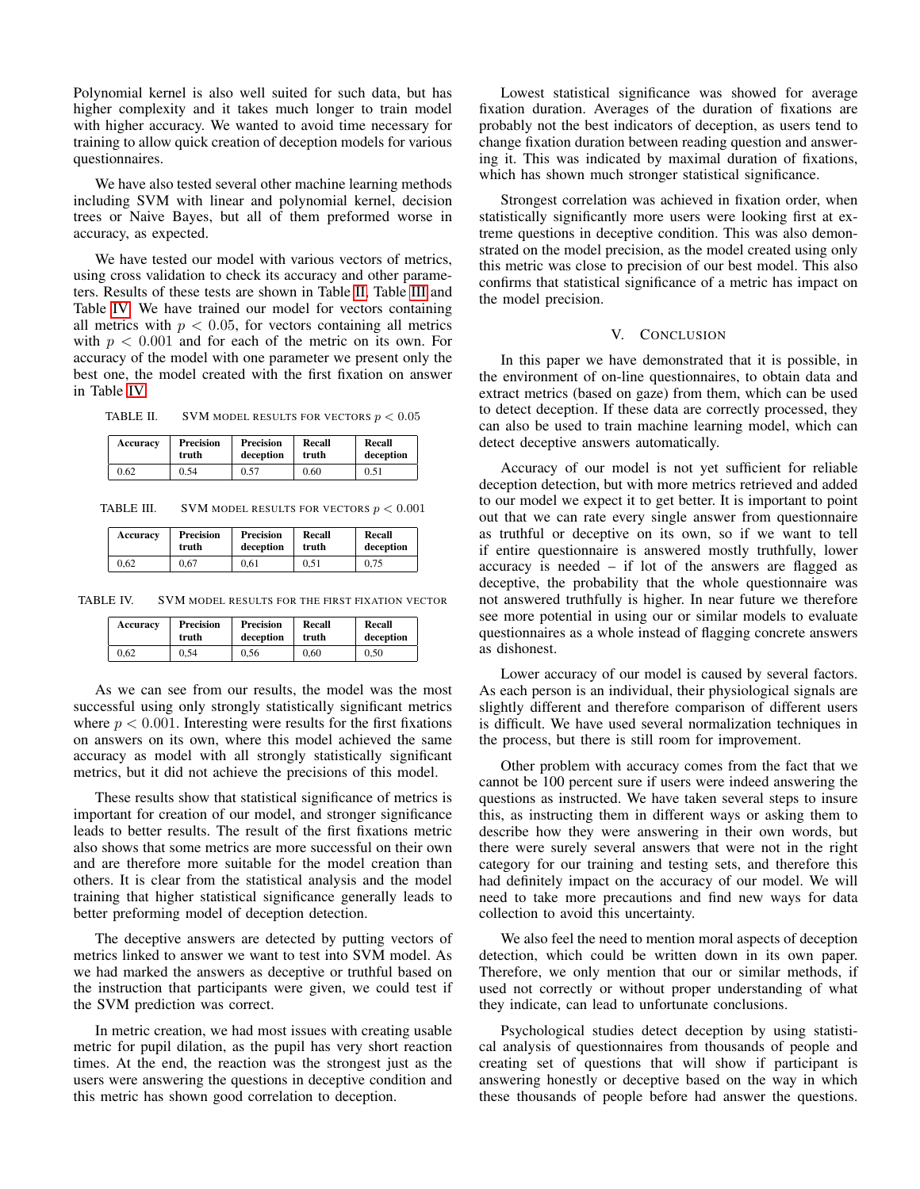Polynomial kernel is also well suited for such data, but has higher complexity and it takes much longer to train model with higher accuracy. We wanted to avoid time necessary for training to allow quick creation of deception models for various questionnaires.

We have also tested several other machine learning methods including SVM with linear and polynomial kernel, decision trees or Naive Bayes, but all of them preformed worse in accuracy, as expected.

We have tested our model with various vectors of metrics, using cross validation to check its accuracy and other parameters. Results of these tests are shown in Table II, Table III and Table IV. We have trained our model for vectors containing all metrics with $p < 0.05$, for vectors containing all metrics with $p < 0.001$ and for each of the metric on its own. For accuracy of the model with one parameter we present only the best one, the model created with the first fixation on answer in Table IV.

TABLE II. SVM MODEL RESULTS FOR VECTORS $p < 0.05$

| Accuracy | Precision truth | Precision deception | Recall truth | Recall deception |
|---|---|---|---|---|
| 0.62 | 0.54 | 0.57 | 0.60 | 0.51 |

TABLE III. SVM MODEL RESULTS FOR VECTORS $p < 0.001$

| Accuracy | Precision truth | Precision deception | Recall truth | Recall deception |
|---|---|---|---|---|
| 0,62 | 0,67 | 0,61 | 0,51 | 0,75 |

TABLE IV. SVM MODEL RESULTS FOR THE FIRST FIXATION VECTOR

| Accuracy | Precision truth | Precision deception | Recall truth | Recall deception |
|---|---|---|---|---|
| 0,62 | 0,54 | 0,56 | 0,60 | 0,50 |

As we can see from our results, the model was the most successful using only strongly statistically significant metrics where $p < 0.001$. Interesting were results for the first fixations on answers on its own, where this model achieved the same accuracy as model with all strongly statistically significant metrics, but it did not achieve the precisions of this model.

These results show that statistical significance of metrics is important for creation of our model, and stronger significance leads to better results. The result of the first fixations metric also shows that some metrics are more successful on their own and are therefore more suitable for the model creation than others. It is clear from the statistical analysis and the model training that higher statistical significance generally leads to better preforming model of deception detection.

The deceptive answers are detected by putting vectors of metrics linked to answer we want to test into SVM model. As we had marked the answers as deceptive or truthful based on the instruction that participants were given, we could test if the SVM prediction was correct.

In metric creation, we had most issues with creating usable metric for pupil dilation, as the pupil has very short reaction times. At the end, the reaction was the strongest just as the users were answering the questions in deceptive condition and this metric has shown good correlation to deception.

Lowest statistical significance was showed for average fixation duration. Averages of the duration of fixations are probably not the best indicators of deception, as users tend to change fixation duration between reading question and answering it. This was indicated by maximal duration of fixations, which has shown much stronger statistical significance.

Strongest correlation was achieved in fixation order, when statistically significantly more users were looking first at extreme questions in deceptive condition. This was also demonstrated on the model precision, as the model created using only this metric was close to precision of our best model. This also confirms that statistical significance of a metric has impact on the model precision.

## V. CONCLUSION

In this paper we have demonstrated that it is possible, in the environment of on-line questionnaires, to obtain data and extract metrics (based on gaze) from them, which can be used to detect deception. If these data are correctly processed, they can also be used to train machine learning model, which can detect deceptive answers automatically.

Accuracy of our model is not yet sufficient for reliable deception detection, but with more metrics retrieved and added to our model we expect it to get better. It is important to point out that we can rate every single answer from questionnaire as truthful or deceptive on its own, so if we want to tell if entire questionnaire is answered mostly truthfully, lower accuracy is needed – if lot of the answers are flagged as deceptive, the probability that the whole questionnaire was not answered truthfully is higher. In near future we therefore see more potential in using our or similar models to evaluate questionnaires as a whole instead of flagging concrete answers as dishonest.

Lower accuracy of our model is caused by several factors. As each person is an individual, their physiological signals are slightly different and therefore comparison of different users is difficult. We have used several normalization techniques in the process, but there is still room for improvement.

Other problem with accuracy comes from the fact that we cannot be 100 percent sure if users were indeed answering the questions as instructed. We have taken several steps to insure this, as instructing them in different ways or asking them to describe how they were answering in their own words, but there were surely several answers that were not in the right category for our training and testing sets, and therefore this had definitely impact on the accuracy of our model. We will need to take more precautions and find new ways for data collection to avoid this uncertainty.

We also feel the need to mention moral aspects of deception detection, which could be written down in its own paper. Therefore, we only mention that our or similar methods, if used not correctly or without proper understanding of what they indicate, can lead to unfortunate conclusions.

Psychological studies detect deception by using statistical analysis of questionnaires from thousands of people and creating set of questions that will show if participant is answering honestly or deceptive based on the way in which these thousands of people before had answer the questions.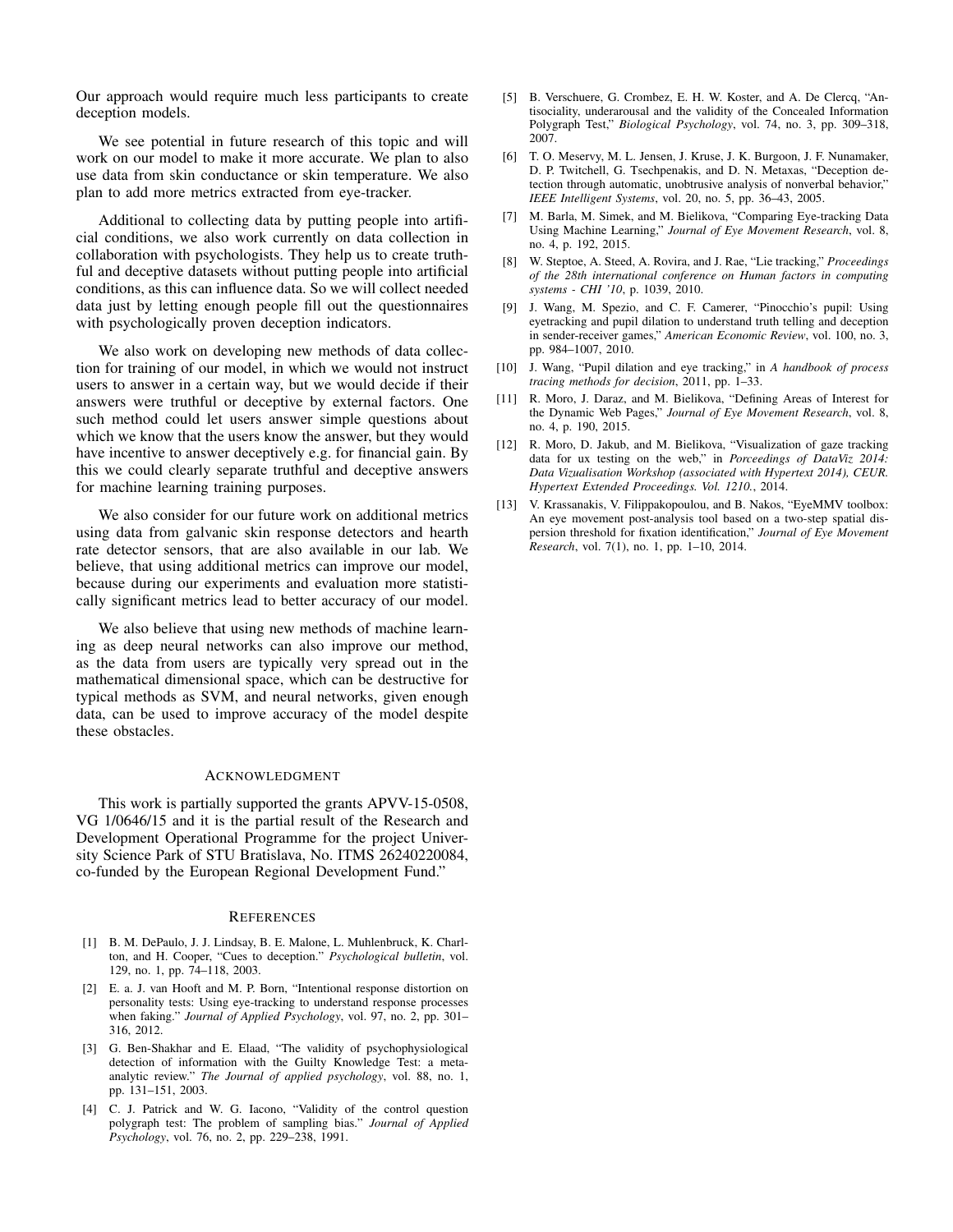Our approach would require much less participants to create deception models.

We see potential in future research of this topic and will work on our model to make it more accurate. We plan to also use data from skin conductance or skin temperature. We also plan to add more metrics extracted from eye-tracker.

Additional to collecting data by putting people into artificial conditions, we also work currently on data collection in collaboration with psychologists. They help us to create truthful and deceptive datasets without putting people into artificial conditions, as this can influence data. So we will collect needed data just by letting enough people fill out the questionnaires with psychologically proven deception indicators.

We also work on developing new methods of data collection for training of our model, in which we would not instruct users to answer in a certain way, but we would decide if their answers were truthful or deceptive by external factors. One such method could let users answer simple questions about which we know that the users know the answer, but they would have incentive to answer deceptively e.g. for financial gain. By this we could clearly separate truthful and deceptive answers for machine learning training purposes.

We also consider for our future work on additional metrics using data from galvanic skin response detectors and hearth rate detector sensors, that are also available in our lab. We believe, that using additional metrics can improve our model, because during our experiments and evaluation more statistically significant metrics lead to better accuracy of our model.

We also believe that using new methods of machine learning as deep neural networks can also improve our method, as the data from users are typically very spread out in the mathematical dimensional space, which can be destructive for typical methods as SVM, and neural networks, given enough data, can be used to improve accuracy of the model despite these obstacles.

## Acknowledgment

This work is partially supported the grants APVV-15-0508, VG 1/0646/15 and it is the partial result of the Research and Development Operational Programme for the project University Science Park of STU Bratislava, No. ITMS 26240220084, co-funded by the European Regional Development Fund."

## References

[1] B. M. DePaulo, J. J. Lindsay, B. E. Malone, L. Muhlenbruck, K. Charlton, and H. Cooper, "Cues to deception." *Psychological bulletin*, vol. 129, no. 1, pp. 74–118, 2003.

[2] E. a. J. van Hooft and M. P. Born, "Intentional response distortion on personality tests: Using eye-tracking to understand response processes when faking." *Journal of Applied Psychology*, vol. 97, no. 2, pp. 301–316, 2012.

[3] G. Ben-Shakhar and E. Elaad, "The validity of psychophysiological detection of information with the Guilty Knowledge Test: a meta-analytic review." *The Journal of applied psychology*, vol. 88, no. 1, pp. 131–151, 2003.

[4] C. J. Patrick and W. G. Iacono, "Validity of the control question polygraph test: The problem of sampling bias." *Journal of Applied Psychology*, vol. 76, no. 2, pp. 229–238, 1991.

[5] B. Verschuere, G. Crombez, E. H. W. Koster, and A. De Clercq, "Antisociality, underarousal and the validity of the Concealed Information Polygraph Test," *Biological Psychology*, vol. 74, no. 3, pp. 309–318, 2007.

[6] T. O. Meservy, M. L. Jensen, J. Kruse, J. K. Burgoon, J. F. Nunamaker, D. P. Twitchell, G. Tsechpenakis, and D. N. Metaxas, "Deception detection through automatic, unobtrusive analysis of nonverbal behavior," *IEEE Intelligent Systems*, vol. 20, no. 5, pp. 36–43, 2005.

[7] M. Barla, M. Simek, and M. Bielikova, "Comparing Eye-tracking Data Using Machine Learning," *Journal of Eye Movement Research*, vol. 8, no. 4, p. 192, 2015.

[8] W. Steptoe, A. Steed, A. Rovira, and J. Rae, "Lie tracking," *Proceedings of the 28th international conference on Human factors in computing systems - CHI '10*, p. 1039, 2010.

[9] J. Wang, M. Spezio, and C. F. Camerer, "Pinocchio's pupil: Using eyetracking and pupil dilation to understand truth telling and deception in sender-receiver games," *American Economic Review*, vol. 100, no. 3, pp. 984–1007, 2010.

[10] J. Wang, "Pupil dilation and eye tracking," in *A handbook of process tracing methods for decision*, 2011, pp. 1–33.

[11] R. Moro, J. Daraz, and M. Bielikova, "Defining Areas of Interest for the Dynamic Web Pages," *Journal of Eye Movement Research*, vol. 8, no. 4, p. 190, 2015.

[12] R. Moro, D. Jakub, and M. Bielikova, "Visualization of gaze tracking data for ux testing on the web," in *Porceedings of DataViz 2014: Data Vizualisation Workshop (associated with Hypertext 2014), CEUR. Hypertext Extended Proceedings. Vol. 1210.*, 2014.

[13] V. Krassanakis, V. Filippakopoulou, and B. Nakos, "EyeMMV toolbox: An eye movement post-analysis tool based on a two-step spatial dispersion threshold for fixation identification," *Journal of Eye Movement Research*, vol. 7(1), no. 1, pp. 1–10, 2014.